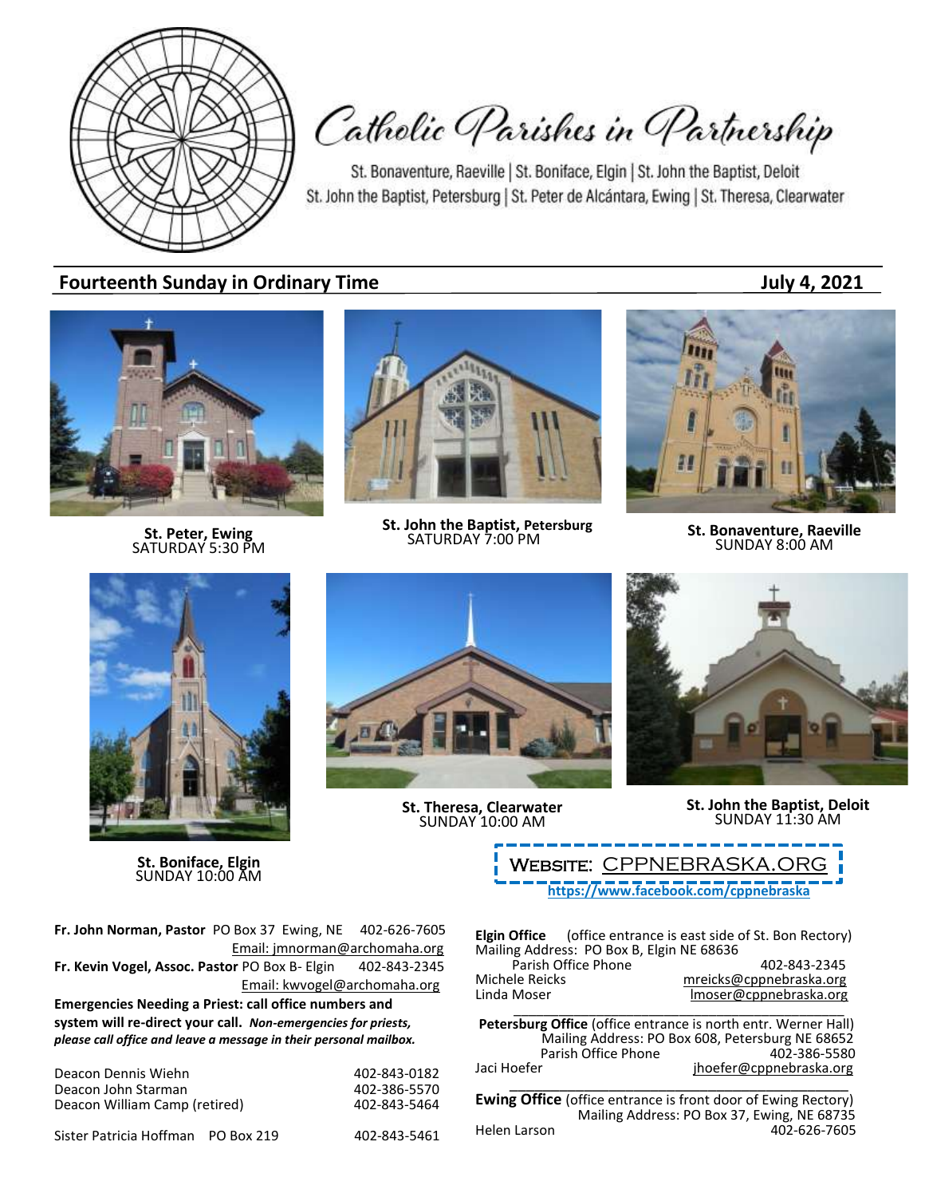# Catholic Parishes in Partnership

St. Bonaventure, Raeville | St. Boniface, Elgin | St. John the Baptist, Deloit
St. John the Baptist, Petersburg | St. Peter de Alcántara, Ewing | St. Theresa, Clearwater

## Fourteenth Sunday in Ordinary Time — July 4, 2021

**St. Peter, Ewing**
SATURDAY 5:30 PM

**St. John the Baptist, Petersburg**
SATURDAY 7:00 PM

**St. Bonaventure, Raeville**
SUNDAY 8:00 AM

**St. Boniface, Elgin**
SUNDAY 10:00 AM

**St. Theresa, Clearwater**
SUNDAY 10:00 AM

**St. John the Baptist, Deloit**
SUNDAY 11:30 AM

WEBSITE: CPPNEBRASKA.ORG
https://www.facebook.com/cppnebraska

**Fr. John Norman, Pastor** PO Box 37 Ewing, NE 402-626-7605
Email: jmnorman@archomaha.org
**Fr. Kevin Vogel, Assoc. Pastor** PO Box B- Elgin 402-843-2345
Email: kwvogel@archomaha.org

**Emergencies Needing a Priest: call office numbers and system will re-direct your call.** ***Non-emergencies for priests, please call office and leave a message in their personal mailbox.***

| | |
|---|---|
| Deacon Dennis Wiehn | 402-843-0182 |
| Deacon John Starman | 402-386-5570 |
| Deacon William Camp (retired) | 402-843-5464 |
| Sister Patricia Hoffman PO Box 219 | 402-843-5461 |

**Elgin Office** (office entrance is east side of St. Bon Rectory)
Mailing Address: PO Box B, Elgin NE 68636
Parish Office Phone 402-843-2345
Michele Reicks mreicks@cppnebraska.org
Linda Moser lmoser@cppnebraska.org

**Petersburg Office** (office entrance is north entr. Werner Hall)
Mailing Address: PO Box 608, Petersburg NE 68652
Parish Office Phone 402-386-5580
Jaci Hoefer jhoefer@cppnebraska.org

**Ewing Office** (office entrance is front door of Ewing Rectory)
Mailing Address: PO Box 37, Ewing, NE 68735
Helen Larson 402-626-7605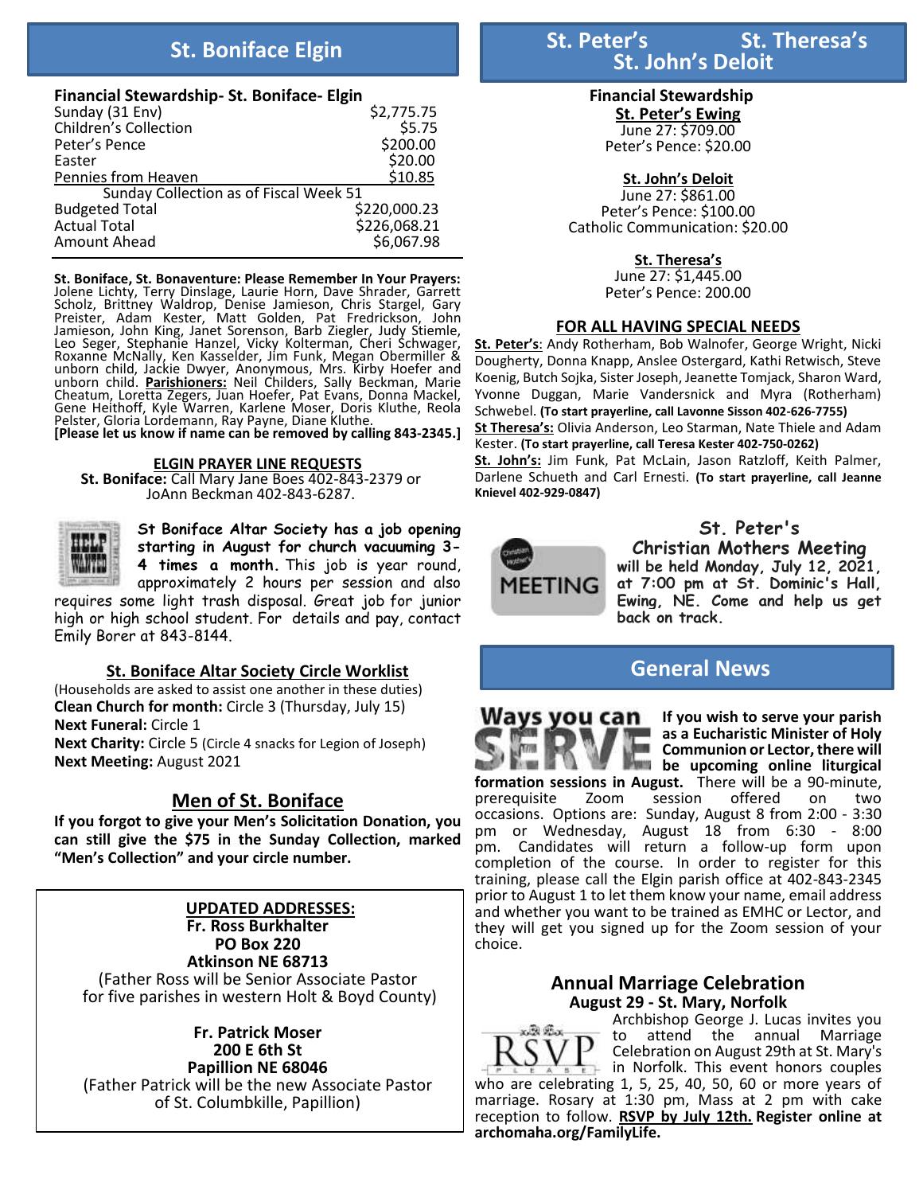## St. Boniface Elgin

### Financial Stewardship- St. Boniface- Elgin

| | |
|---|---|
| Sunday (31 Env) | $2,775.75 |
| Children's Collection | $5.75 |
| Peter's Pence | $200.00 |
| Easter | $20.00 |
| Pennies from Heaven | $10.85 |
| Sunday Collection as of Fiscal Week 51 | |
| Budgeted Total | $220,000.23 |
| Actual Total | $226,068.21 |
| Amount Ahead | $6,067.98 |

**St. Boniface, St. Bonaventure: Please Remember In Your Prayers:** Jolene Lichty, Terry Dinslage, Laurie Horn, Dave Shrader, Garrett Scholz, Brittney Waldrop, Denise Jamieson, Chris Stargel, Gary Preister, Adam Kester, Matt Golden, Pat Fredrickson, John Jamieson, John King, Janet Sorenson, Barb Ziegler, Judy Stiemle, Leo Seger, Stephanie Hanzel, Vicky Kolterman, Cheri Schwager, Roxanne McNally, Ken Kasselder, Jim Funk, Megan Obermiller & unborn child, Jackie Dwyer, Anonymous, Mrs. Kirby Hoefer and unborn child. **Parishioners:** Neil Childers, Sally Beckman, Marie Cheatum, Loretta Zegers, Juan Hoefer, Pat Evans, Donna Mackel, Gene Heithoff, Kyle Warren, Karlene Moser, Doris Kluthe, Reola Pelster, Gloria Lordemann, Ray Payne, Diane Kluthe.
**[Please let us know if name can be removed by calling 843-2345.]**

**ELGIN PRAYER LINE REQUESTS**
**St. Boniface:** Call Mary Jane Boes 402-843-2379 or JoAnn Beckman 402-843-6287.

**St Boniface Altar Society has a job opening starting in August for church vacuuming 3-4 times a month.** This job is year round, approximately 2 hours per session and also requires some light trash disposal. Great job for junior high or high school student. For details and pay, contact Emily Borer at 843-8144.

**St. Boniface Altar Society Circle Worklist**
(Households are asked to assist one another in these duties)
**Clean Church for month:** Circle 3 (Thursday, July 15)
**Next Funeral:** Circle 1
**Next Charity:** Circle 5 (Circle 4 snacks for Legion of Joseph)
**Next Meeting:** August 2021

### Men of St. Boniface

**If you forgot to give your Men's Solicitation Donation, you can still give the $75 in the Sunday Collection, marked "Men's Collection" and your circle number.**

**UPDATED ADDRESSES:**
**Fr. Ross Burkhalter**
**PO Box 220**
**Atkinson NE 68713**
(Father Ross will be Senior Associate Pastor for five parishes in western Holt & Boyd County)

**Fr. Patrick Moser**
**200 E 6th St**
**Papillion NE 68046**
(Father Patrick will be the new Associate Pastor of St. Columbkille, Papillion)

## St. Peter's St. Theresa's St. John's Deloit

### Financial Stewardship

**St. Peter's Ewing**
June 27: $709.00
Peter's Pence: $20.00

**St. John's Deloit**
June 27: $861.00
Peter's Pence: $100.00
Catholic Communication: $20.00

**St. Theresa's**
June 27: $1,445.00
Peter's Pence: 200.00

**FOR ALL HAVING SPECIAL NEEDS**

**St. Peter's**: Andy Rotherham, Bob Walnofer, George Wright, Nicki Dougherty, Donna Knapp, Anslee Ostergard, Kathi Retwisch, Steve Koenig, Butch Sojka, Sister Joseph, Jeanette Tomjack, Sharon Ward, Yvonne Duggan, Marie Vandersnick and Myra (Rotherham) Schwebel. **(To start prayerline, call Lavonne Sisson 402-626-7755)**

**St Theresa's:** Olivia Anderson, Leo Starman, Nate Thiele and Adam Kester. **(To start prayerline, call Teresa Kester 402-750-0262)**

**St. John's:** Jim Funk, Pat McLain, Jason Ratzloff, Keith Palmer, Darlene Schueth and Carl Ernesti. **(To start prayerline, call Jeanne Knievel 402-929-0847)**

**St. Peter's Christian Mothers Meeting will be held Monday, July 12, 2021, at 7:00 pm at St. Dominic's Hall, Ewing, NE. Come and help us get back on track.**

## General News

**If you wish to serve your parish as a Eucharistic Minister of Holy Communion or Lector, there will be upcoming online liturgical formation sessions in August.** There will be a 90-minute, prerequisite Zoom session offered on two occasions. Options are: Sunday, August 8 from 2:00 - 3:30 pm or Wednesday, August 18 from 6:30 - 8:00 pm. Candidates will return a follow-up form upon completion of the course. In order to register for this training, please call the Elgin parish office at 402-843-2345 prior to August 1 to let them know your name, email address and whether you want to be trained as EMHC or Lector, and they will get you signed up for the Zoom session of your choice.

### Annual Marriage Celebration
**August 29 - St. Mary, Norfolk**

Archbishop George J. Lucas invites you to attend the annual Marriage Celebration on August 29th at St. Mary's in Norfolk. This event honors couples who are celebrating 1, 5, 25, 40, 50, 60 or more years of marriage. Rosary at 1:30 pm, Mass at 2 pm with cake reception to follow. **RSVP by July 12th. Register online at archomaha.org/FamilyLife.**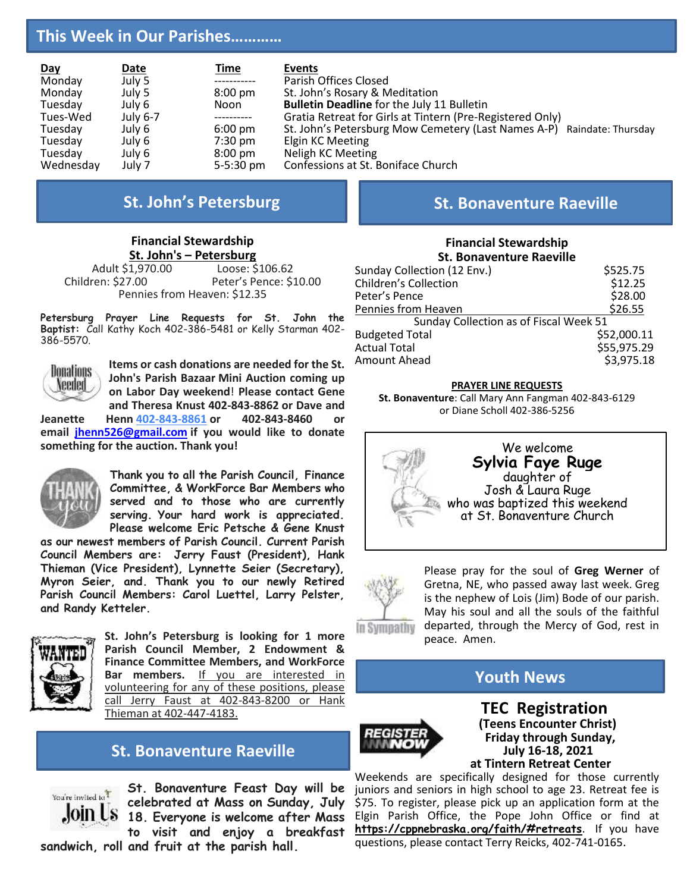# This Week in Our Parishes…………

| Day | Date | Time | Events |
|---|---|---|---|
| Monday | July 5 | ----------- | Parish Offices Closed |
| Monday | July 5 | 8:00 pm | St. John's Rosary & Meditation |
| Tuesday | July 6 | Noon | **Bulletin Deadline** for the July 11 Bulletin |
| Tues-Wed | July 6-7 | ---------- | Gratia Retreat for Girls at Tintern (Pre-Registered Only) |
| Tuesday | July 6 | 6:00 pm | St. John's Petersburg Mow Cemetery (Last Names A-P) Raindate: Thursday |
| Tuesday | July 6 | 7:30 pm | Elgin KC Meeting |
| Tuesday | July 6 | 8:00 pm | Neligh KC Meeting |
| Wednesday | July 7 | 5-5:30 pm | Confessions at St. Boniface Church |

## St. John's Petersburg

**Financial Stewardship**
**St. John's – Petersburg**

Adult $1,970.00 — Loose: $106.62
Children: $27.00 — Peter's Pence: $10.00
Pennies from Heaven: $12.35

**Petersburg Prayer Line Requests for St. John the Baptist:** Call Kathy Koch 402-386-5481 or Kelly Starman 402-386-5570.

**Items or cash donations are needed for the St. John's Parish Bazaar Mini Auction coming up on Labor Day weekend! Please contact Gene and Theresa Knust 402-843-8862 or Dave and Jeanette Henn 402-843-8861 or 402-843-8460 or email jhenn526@gmail.com if you would like to donate something for the auction. Thank you!**

**Thank you to all the Parish Council, Finance Committee, & WorkForce Bar Members who served and to those who are currently serving. Your hard work is appreciated. Please welcome Eric Petsche & Gene Knust as our newest members of Parish Council. Current Parish Council Members are: Jerry Faust (President), Hank Thieman (Vice President), Lynnette Seier (Secretary), Myron Seier, and. Thank you to our newly Retired Parish Council Members: Carol Luettel, Larry Pelster, and Randy Ketteler.**

**St. John's Petersburg is looking for 1 more Parish Council Member, 2 Endowment & Finance Committee Members, and WorkForce Bar members.** If you are interested in volunteering for any of these positions, please call Jerry Faust at 402-843-8200 or Hank Thieman at 402-447-4183.

## St. Bonaventure Raeville

**St. Bonaventure Feast Day will be celebrated at Mass on Sunday, July 18. Everyone is welcome after Mass to visit and enjoy a breakfast sandwich, roll and fruit at the parish hall.**

## St. Bonaventure Raeville

**Financial Stewardship**
**St. Bonaventure Raeville**

| | |
|---|---|
| Sunday Collection (12 Env.) | $525.75 |
| Children's Collection | $12.25 |
| Peter's Pence | $28.00 |
| Pennies from Heaven | $26.55 |
| Sunday Collection as of Fiscal Week 51 | |
| Budgeted Total | $52,000.11 |
| Actual Total | $55,975.29 |
| Amount Ahead | $3,975.18 |

**PRAYER LINE REQUESTS**

**St. Bonaventure**: Call Mary Ann Fangman 402-843-6129 or Diane Scholl 402-386-5256

We welcome
**Sylvia Faye Ruge**
daughter of
Josh & Laura Ruge
who was baptized this weekend
at St. Bonaventure Church

Please pray for the soul of **Greg Werner** of Gretna, NE, who passed away last week. Greg is the nephew of Lois (Jim) Bode of our parish. May his soul and all the souls of the faithful departed, through the Mercy of God, rest in peace. Amen.

## Youth News

### TEC Registration

**(Teens Encounter Christ)**
**Friday through Sunday, July 16-18, 2021**
**at Tintern Retreat Center**

Weekends are specifically designed for those currently juniors and seniors in high school to age 23. Retreat fee is $75. To register, please pick up an application form at the Elgin Parish Office, the Pope John Office or find at **https://cppnebraska.org/faith/#retreats**. If you have questions, please contact Terry Reicks, 402-741-0165.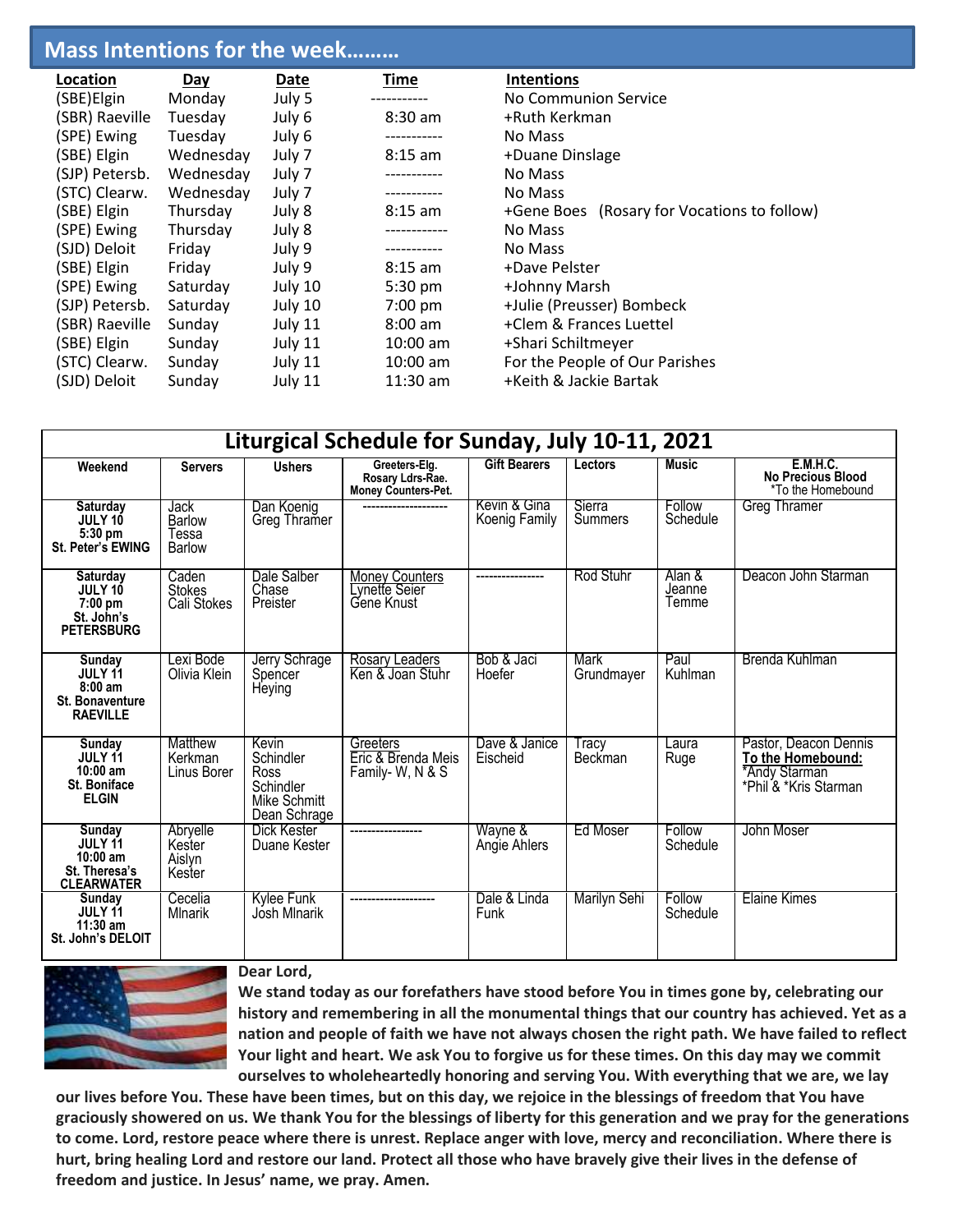## Mass Intentions for the week………

| Location | Day | Date | Time | Intentions |
|---|---|---|---|---|
| (SBE)Elgin | Monday | July 5 | ----------- | No Communion Service |
| (SBR) Raeville | Tuesday | July 6 | 8:30 am | +Ruth Kerkman |
| (SPE) Ewing | Tuesday | July 6 | ----------- | No Mass |
| (SBE) Elgin | Wednesday | July 7 | 8:15 am | +Duane Dinslage |
| (SJP) Petersb. | Wednesday | July 7 | ----------- | No Mass |
| (STC) Clearw. | Wednesday | July 7 | ----------- | No Mass |
| (SBE) Elgin | Thursday | July 8 | 8:15 am | +Gene Boes (Rosary for Vocations to follow) |
| (SPE) Ewing | Thursday | July 8 | ------------ | No Mass |
| (SJD) Deloit | Friday | July 9 | ----------- | No Mass |
| (SBE) Elgin | Friday | July 9 | 8:15 am | +Dave Pelster |
| (SPE) Ewing | Saturday | July 10 | 5:30 pm | +Johnny Marsh |
| (SJP) Petersb. | Saturday | July 10 | 7:00 pm | +Julie (Preusser) Bombeck |
| (SBR) Raeville | Sunday | July 11 | 8:00 am | +Clem & Frances Luettel |
| (SBE) Elgin | Sunday | July 11 | 10:00 am | +Shari Schiltmeyer |
| (STC) Clearw. | Sunday | July 11 | 10:00 am | For the People of Our Parishes |
| (SJD) Deloit | Sunday | July 11 | 11:30 am | +Keith & Jackie Bartak |

## Liturgical Schedule for Sunday, July 10-11, 2021

| Weekend | Servers | Ushers | Greeters-Elg. Rosary Ldrs-Rae. Money Counters-Pet. | Gift Bearers | Lectors | Music | E.M.H.C. No Precious Blood *To the Homebound |
|---|---|---|---|---|---|---|---|
| **Saturday JULY 10 5:30 pm St. Peter's EWING** | Jack Barlow Tessa Barlow | Dan Koenig Greg Thramer | ------------------- | Kevin & Gina Koenig Family | Sierra Summers | Follow Schedule | Greg Thramer |
| **Saturday JULY 10 7:00 pm St. John's PETERSBURG** | Caden Stokes Cali Stokes | Dale Salber Chase Preister | Money Counters Lynette Seier Gene Knust | --------------- | Rod Stuhr | Alan & Jeanne Temme | Deacon John Starman |
| **Sunday JULY 11 8:00 am St. Bonaventure RAEVILLE** | Lexi Bode Olivia Klein | Jerry Schrage Spencer Heying | Rosary Leaders Ken & Joan Stuhr | Bob & Jaci Hoefer | Mark Grundmayer | Paul Kuhlman | Brenda Kuhlman |
| **Sunday JULY 11 10:00 am St. Boniface ELGIN** | Matthew Kerkman Linus Borer | Kevin Schindler Ross Schindler Mike Schmitt Dean Schrage | Greeters Eric & Brenda Meis Family- W, N & S | Dave & Janice Eischeid | Tracy Beckman | Laura Ruge | Pastor, Deacon Dennis **To the Homebound:** *Andy Starman *Phil & *Kris Starman |
| **Sunday JULY 11 10:00 am St. Theresa's CLEARWATER** | Abryelle Kester Aislyn Kester | Dick Kester Duane Kester | ---------------- | Wayne & Angie Ahlers | Ed Moser | Follow Schedule | John Moser |
| **Sunday JULY 11 11:30 am St. John's DELOIT** | Cecelia Mlnarik | Kylee Funk Josh Mlnarik | ------------------- | Dale & Linda Funk | Marilyn Sehi | Follow Schedule | Elaine Kimes |

**Dear Lord,**

**We stand today as our forefathers have stood before You in times gone by, celebrating our history and remembering in all the monumental things that our country has achieved. Yet as a nation and people of faith we have not always chosen the right path. We have failed to reflect Your light and heart. We ask You to forgive us for these times. On this day may we commit ourselves to wholeheartedly honoring and serving You. With everything that we are, we lay our lives before You. These have been times, but on this day, we rejoice in the blessings of freedom that You have graciously showered on us. We thank You for the blessings of liberty for this generation and we pray for the generations to come. Lord, restore peace where there is unrest. Replace anger with love, mercy and reconciliation. Where there is hurt, bring healing Lord and restore our land. Protect all those who have bravely give their lives in the defense of freedom and justice. In Jesus' name, we pray. Amen.**